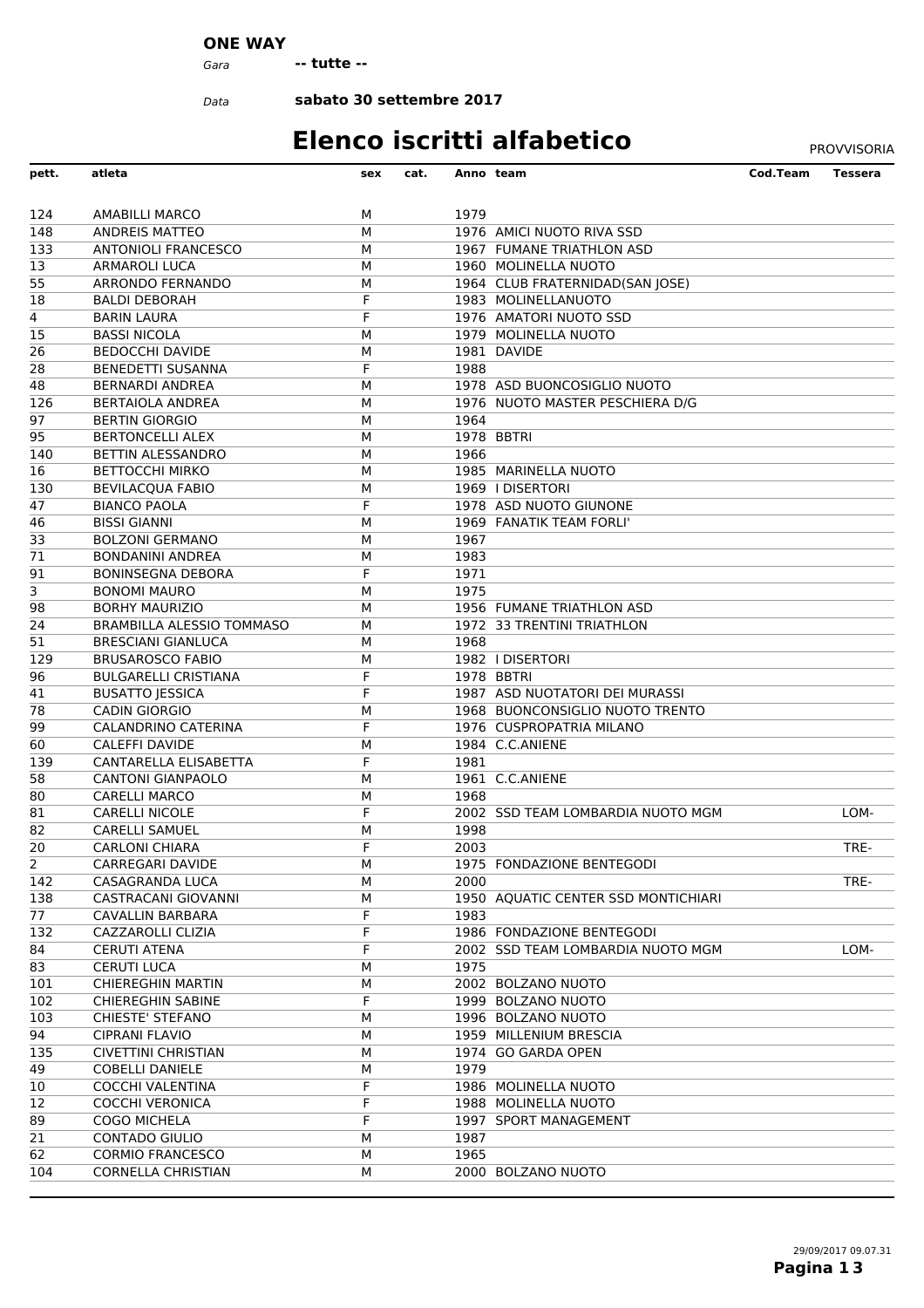**ONE WAY**

*Gara* **-- tutte --**

*Data* **sabato 30 settembre 2017**

# Elenco iscritti alfabetico

PROVVISORIA

| pett. | atleta | sex | cat. | Anno | team | Cod.Team | Tessera |
|---|---|---|---|---|---|---|---|
| 124 | AMABILLI MARCO | M | | 1979 | | | |
| 148 | ANDREIS MATTEO | M | | 1976 | AMICI NUOTO RIVA SSD | | |
| 133 | ANTONIOLI FRANCESCO | M | | 1967 | FUMANE TRIATHLON ASD | | |
| 13 | ARMAROLI LUCA | M | | 1960 | MOLINELLA NUOTO | | |
| 55 | ARRONDO FERNANDO | M | | 1964 | CLUB FRATERNIDAD(SAN JOSE) | | |
| 18 | BALDI DEBORAH | F | | 1983 | MOLINELLANUOTO | | |
| 4 | BARIN LAURA | F | | 1976 | AMATORI NUOTO SSD | | |
| 15 | BASSI NICOLA | M | | 1979 | MOLINELLA NUOTO | | |
| 26 | BEDOCCHI DAVIDE | M | | 1981 | DAVIDE | | |
| 28 | BENEDETTI SUSANNA | F | | 1988 | | | |
| 48 | BERNARDI ANDREA | M | | 1978 | ASD BUONCOSIGLIO NUOTO | | |
| 126 | BERTAIOLA ANDREA | M | | 1976 | NUOTO MASTER PESCHIERA D/G | | |
| 97 | BERTIN GIORGIO | M | | 1964 | | | |
| 95 | BERTONCELLI ALEX | M | | 1978 | BBTRI | | |
| 140 | BETTIN ALESSANDRO | M | | 1966 | | | |
| 16 | BETTOCCHI MIRKO | M | | 1985 | MARINELLA NUOTO | | |
| 130 | BEVILACQUA FABIO | M | | 1969 | I DISERTORI | | |
| 47 | BIANCO PAOLA | F | | 1978 | ASD NUOTO GIUNONE | | |
| 46 | BISSI GIANNI | M | | 1969 | FANATIK TEAM FORLI' | | |
| 33 | BOLZONI GERMANO | M | | 1967 | | | |
| 71 | BONDANINI ANDREA | M | | 1983 | | | |
| 91 | BONINSEGNA DEBORA | F | | 1971 | | | |
| 3 | BONOMI MAURO | M | | 1975 | | | |
| 98 | BORHY MAURIZIO | M | | 1956 | FUMANE TRIATHLON ASD | | |
| 24 | BRAMBILLA ALESSIO TOMMASO | M | | 1972 | 33 TRENTINI TRIATHLON | | |
| 51 | BRESCIANI GIANLUCA | M | | 1968 | | | |
| 129 | BRUSAROSCO FABIO | M | | 1982 | I DISERTORI | | |
| 96 | BULGARELLI CRISTIANA | F | | 1978 | BBTRI | | |
| 41 | BUSATTO JESSICA | F | | 1987 | ASD NUOTATORI DEI MURASSI | | |
| 78 | CADIN GIORGIO | M | | 1968 | BUONCONSIGLIO NUOTO TRENTO | | |
| 99 | CALANDRINO CATERINA | F | | 1976 | CUSPROPATRIA MILANO | | |
| 60 | CALEFFI DAVIDE | M | | 1984 | C.C.ANIENE | | |
| 139 | CANTARELLA ELISABETTA | F | | 1981 | | | |
| 58 | CANTONI GIANPAOLO | M | | 1961 | C.C.ANIENE | | |
| 80 | CARELLI MARCO | M | | 1968 | | | |
| 81 | CARELLI NICOLE | F | | 2002 | SSD TEAM LOMBARDIA NUOTO MGM | | LOM- |
| 82 | CARELLI SAMUEL | M | | 1998 | | | |
| 20 | CARLONI CHIARA | F | | 2003 | | | TRE- |
| 2 | CARREGARI DAVIDE | M | | 1975 | FONDAZIONE BENTEGODI | | |
| 142 | CASAGRANDA LUCA | M | | 2000 | | | TRE- |
| 138 | CASTRACANI GIOVANNI | M | | 1950 | AQUATIC CENTER SSD MONTICHIARI | | |
| 77 | CAVALLIN BARBARA | F | | 1983 | | | |
| 132 | CAZZAROLLI CLIZIA | F | | 1986 | FONDAZIONE BENTEGODI | | |
| 84 | CERUTI ATENA | F | | 2002 | SSD TEAM LOMBARDIA NUOTO MGM | | LOM- |
| 83 | CERUTI LUCA | M | | 1975 | | | |
| 101 | CHIEREGHIN MARTIN | M | | 2002 | BOLZANO NUOTO | | |
| 102 | CHIEREGHIN SABINE | F | | 1999 | BOLZANO NUOTO | | |
| 103 | CHIESTE' STEFANO | M | | 1996 | BOLZANO NUOTO | | |
| 94 | CIPRANI FLAVIO | M | | 1959 | MILLENIUM BRESCIA | | |
| 135 | CIVETTINI CHRISTIAN | M | | 1974 | GO GARDA OPEN | | |
| 49 | COBELLI DANIELE | M | | 1979 | | | |
| 10 | COCCHI VALENTINA | F | | 1986 | MOLINELLA NUOTO | | |
| 12 | COCCHI VERONICA | F | | 1988 | MOLINELLA NUOTO | | |
| 89 | COGO MICHELA | F | | 1997 | SPORT MANAGEMENT | | |
| 21 | CONTADO GIULIO | M | | 1987 | | | |
| 62 | CORMIO FRANCESCO | M | | 1965 | | | |
| 104 | CORNELLA CHRISTIAN | M | | 2000 | BOLZANO NUOTO | | |

29/09/2017 09.07.31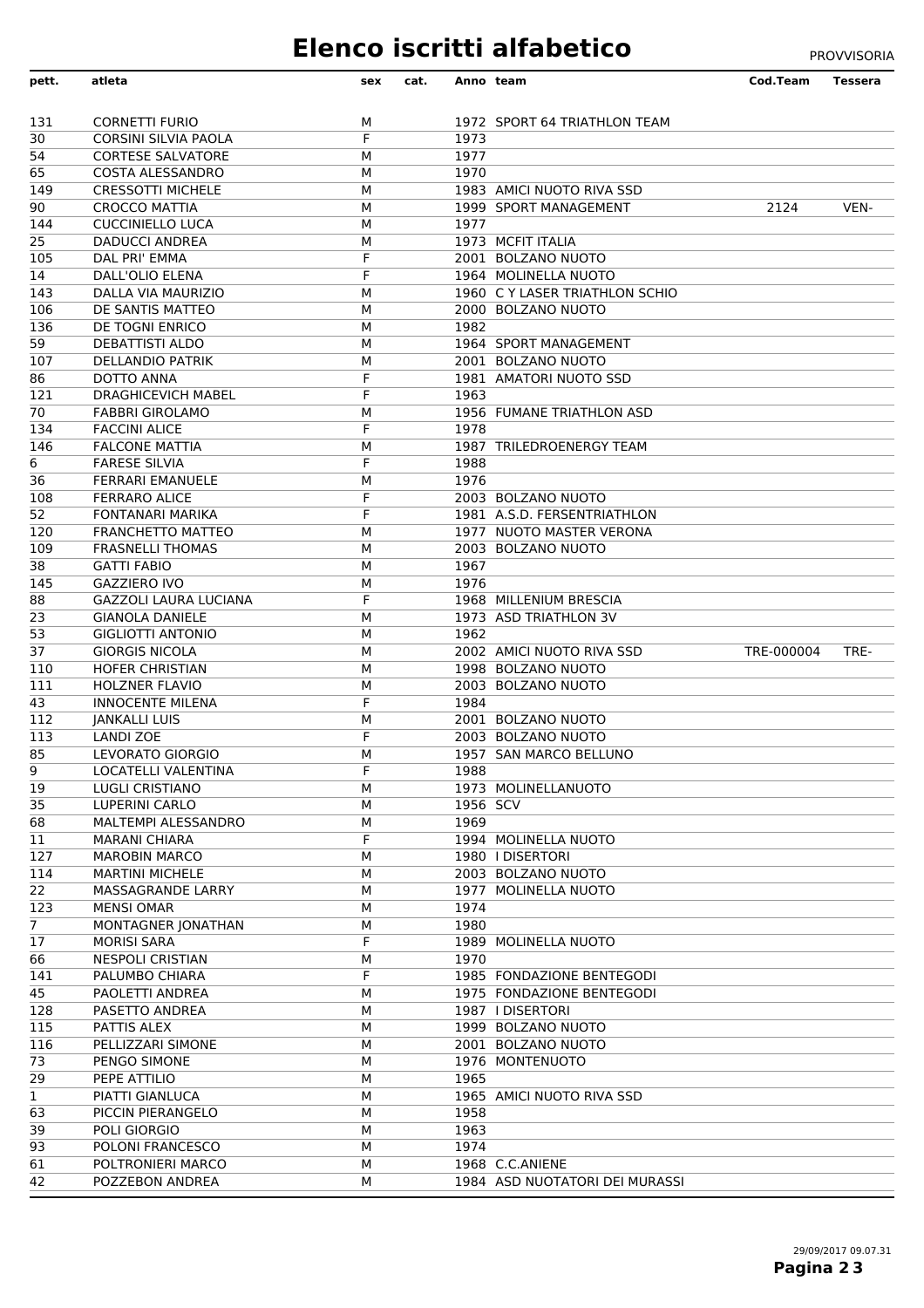# Elenco iscritti alfabetico

PROVVISORIA

| pett. | atleta | sex | cat. | Anno | team | Cod.Team | Tessera |
|---|---|---|---|---|---|---|---|
| 131 | CORNETTI FURIO | M | | 1972 | SPORT 64 TRIATHLON TEAM | | |
| 30 | CORSINI SILVIA PAOLA | F | | 1973 | | | |
| 54 | CORTESE SALVATORE | M | | 1977 | | | |
| 65 | COSTA ALESSANDRO | M | | 1970 | | | |
| 149 | CRESSOTTI MICHELE | M | | 1983 | AMICI NUOTO RIVA SSD | | |
| 90 | CROCCO MATTIA | M | | 1999 | SPORT MANAGEMENT | 2124 | VEN- |
| 144 | CUCCINIELLO LUCA | M | | 1977 | | | |
| 25 | DADUCCI ANDREA | M | | 1973 | MCFIT ITALIA | | |
| 105 | DAL PRI' EMMA | F | | 2001 | BOLZANO NUOTO | | |
| 14 | DALL'OLIO ELENA | F | | 1964 | MOLINELLA NUOTO | | |
| 143 | DALLA VIA MAURIZIO | M | | 1960 | C Y LASER TRIATHLON SCHIO | | |
| 106 | DE SANTIS MATTEO | M | | 2000 | BOLZANO NUOTO | | |
| 136 | DE TOGNI ENRICO | M | | 1982 | | | |
| 59 | DEBATTISTI ALDO | M | | 1964 | SPORT MANAGEMENT | | |
| 107 | DELLANDIO PATRIK | M | | 2001 | BOLZANO NUOTO | | |
| 86 | DOTTO ANNA | F | | 1981 | AMATORI NUOTO SSD | | |
| 121 | DRAGHICEVICH MABEL | F | | 1963 | | | |
| 70 | FABBRI GIROLAMO | M | | 1956 | FUMANE TRIATHLON ASD | | |
| 134 | FACCINI ALICE | F | | 1978 | | | |
| 146 | FALCONE MATTIA | M | | 1987 | TRILEDROENERGY TEAM | | |
| 6 | FARESE SILVIA | F | | 1988 | | | |
| 36 | FERRARI EMANUELE | M | | 1976 | | | |
| 108 | FERRARO ALICE | F | | 2003 | BOLZANO NUOTO | | |
| 52 | FONTANARI MARIKA | F | | 1981 | A.S.D. FERSENTRIATHLON | | |
| 120 | FRANCHETTO MATTEO | M | | 1977 | NUOTO MASTER VERONA | | |
| 109 | FRASNELLI THOMAS | M | | 2003 | BOLZANO NUOTO | | |
| 38 | GATTI FABIO | M | | 1967 | | | |
| 145 | GAZZIERO IVO | M | | 1976 | | | |
| 88 | GAZZOLI LAURA LUCIANA | F | | 1968 | MILLENIUM BRESCIA | | |
| 23 | GIANOLA DANIELE | M | | 1973 | ASD TRIATHLON 3V | | |
| 53 | GIGLIOTTI ANTONIO | M | | 1962 | | | |
| 37 | GIORGIS NICOLA | M | | 2002 | AMICI NUOTO RIVA SSD | TRE-000004 | TRE- |
| 110 | HOFER CHRISTIAN | M | | 1998 | BOLZANO NUOTO | | |
| 111 | HOLZNER FLAVIO | M | | 2003 | BOLZANO NUOTO | | |
| 43 | INNOCENTE MILENA | F | | 1984 | | | |
| 112 | JANKALLI LUIS | M | | 2001 | BOLZANO NUOTO | | |
| 113 | LANDI ZOE | F | | 2003 | BOLZANO NUOTO | | |
| 85 | LEVORATO GIORGIO | M | | 1957 | SAN MARCO BELLUNO | | |
| 9 | LOCATELLI VALENTINA | F | | 1988 | | | |
| 19 | LUGLI CRISTIANO | M | | 1973 | MOLINELLANUOTO | | |
| 35 | LUPERINI CARLO | M | | 1956 | SCV | | |
| 68 | MALTEMPI ALESSANDRO | M | | 1969 | | | |
| 11 | MARANI CHIARA | F | | 1994 | MOLINELLA NUOTO | | |
| 127 | MAROBIN MARCO | M | | 1980 | I DISERTORI | | |
| 114 | MARTINI MICHELE | M | | 2003 | BOLZANO NUOTO | | |
| 22 | MASSAGRANDE LARRY | M | | 1977 | MOLINELLA NUOTO | | |
| 123 | MENSI OMAR | M | | 1974 | | | |
| 7 | MONTAGNER JONATHAN | M | | 1980 | | | |
| 17 | MORISI SARA | F | | 1989 | MOLINELLA NUOTO | | |
| 66 | NESPOLI CRISTIAN | M | | 1970 | | | |
| 141 | PALUMBO CHIARA | F | | 1985 | FONDAZIONE BENTEGODI | | |
| 45 | PAOLETTI ANDREA | M | | 1975 | FONDAZIONE BENTEGODI | | |
| 128 | PASETTO ANDREA | M | | 1987 | I DISERTORI | | |
| 115 | PATTIS ALEX | M | | 1999 | BOLZANO NUOTO | | |
| 116 | PELLIZZARI SIMONE | M | | 2001 | BOLZANO NUOTO | | |
| 73 | PENGO SIMONE | M | | 1976 | MONTENUOTO | | |
| 29 | PEPE ATTILIO | M | | 1965 | | | |
| 1 | PIATTI GIANLUCA | M | | 1965 | AMICI NUOTO RIVA SSD | | |
| 63 | PICCIN PIERANGELO | M | | 1958 | | | |
| 39 | POLI GIORGIO | M | | 1963 | | | |
| 93 | POLONI FRANCESCO | M | | 1974 | | | |
| 61 | POLTRONIERI MARCO | M | | 1968 | C.C.ANIENE | | |
| 42 | POZZEBON ANDREA | M | | 1984 | ASD NUOTATORI DEI MURASSI | | |

29/09/2017 09.07.31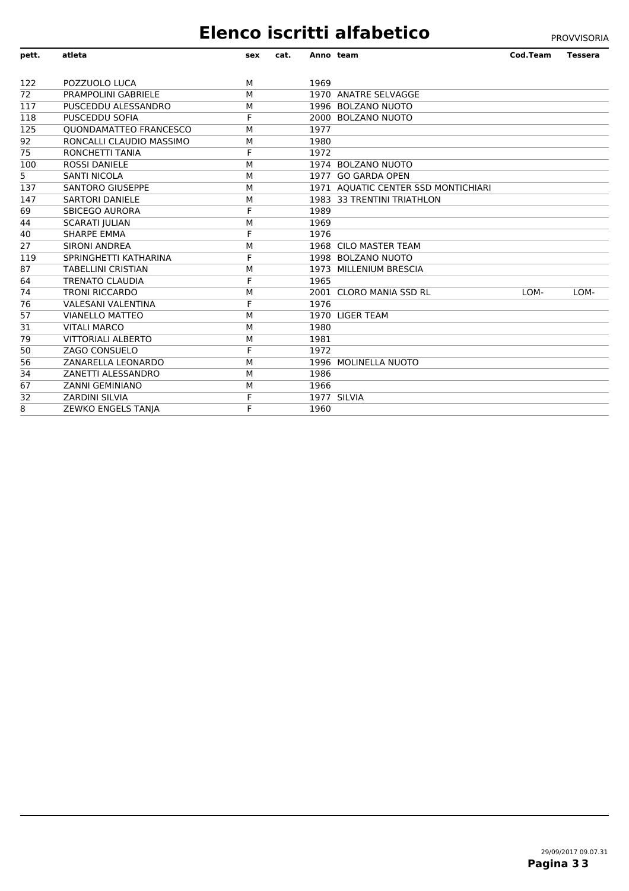# Elenco iscritti alfabetico

PROVVISORIA

| pett. | atleta | sex | cat. | Anno | team | Cod.Team | Tessera |
|---|---|---|---|---|---|---|---|
| 122 | POZZUOLO LUCA | M | | 1969 | | | |
| 72 | PRAMPOLINI GABRIELE | M | | 1970 | ANATRE SELVAGGE | | |
| 117 | PUSCEDDU ALESSANDRO | M | | 1996 | BOLZANO NUOTO | | |
| 118 | PUSCEDDU SOFIA | F | | 2000 | BOLZANO NUOTO | | |
| 125 | QUONDAMATTEO FRANCESCO | M | | 1977 | | | |
| 92 | RONCALLI CLAUDIO MASSIMO | M | | 1980 | | | |
| 75 | RONCHETTI TANIA | F | | 1972 | | | |
| 100 | ROSSI DANIELE | M | | 1974 | BOLZANO NUOTO | | |
| 5 | SANTI NICOLA | M | | 1977 | GO GARDA OPEN | | |
| 137 | SANTORO GIUSEPPE | M | | 1971 | AQUATIC CENTER SSD MONTICHIARI | | |
| 147 | SARTORI DANIELE | M | | 1983 | 33 TRENTINI TRIATHLON | | |
| 69 | SBICEGO AURORA | F | | 1989 | | | |
| 44 | SCARATI JULIAN | M | | 1969 | | | |
| 40 | SHARPE EMMA | F | | 1976 | | | |
| 27 | SIRONI ANDREA | M | | 1968 | CILO MASTER TEAM | | |
| 119 | SPRINGHETTI KATHARINA | F | | 1998 | BOLZANO NUOTO | | |
| 87 | TABELLINI CRISTIAN | M | | 1973 | MILLENIUM BRESCIA | | |
| 64 | TRENATO CLAUDIA | F | | 1965 | | | |
| 74 | TRONI RICCARDO | M | | 2001 | CLORO MANIA SSD RL | LOM- | LOM- |
| 76 | VALESANI VALENTINA | F | | 1976 | | | |
| 57 | VIANELLO MATTEO | M | | 1970 | LIGER TEAM | | |
| 31 | VITALI MARCO | M | | 1980 | | | |
| 79 | VITTORIALI ALBERTO | M | | 1981 | | | |
| 50 | ZAGO CONSUELO | F | | 1972 | | | |
| 56 | ZANARELLA LEONARDO | M | | 1996 | MOLINELLA NUOTO | | |
| 34 | ZANETTI ALESSANDRO | M | | 1986 | | | |
| 67 | ZANNI GEMINIANO | M | | 1966 | | | |
| 32 | ZARDINI SILVIA | F | | 1977 | SILVIA | | |
| 8 | ZEWKO ENGELS TANJA | F | | 1960 | | | |

29/09/2017 09.07.31